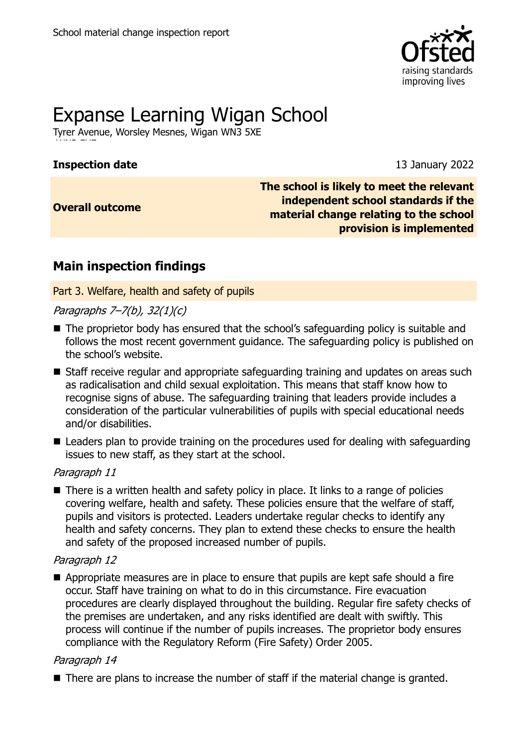School material change inspection report

# Expanse Learning Wigan School

Tyrer Avenue, Worsley Mesnes, Wigan WN3 5XE

| **Inspection date** | 13 January 2022 |
| --- | --- |
| **Overall outcome** | **The school is likely to meet the relevant independent school standards if the material change relating to the school provision is implemented** |

## Main inspection findings

### Part 3. Welfare, health and safety of pupils

*Paragraphs 7–7(b), 32(1)(c)*

- The proprietor body has ensured that the school's safeguarding policy is suitable and follows the most recent government guidance. The safeguarding policy is published on the school's website.
- Staff receive regular and appropriate safeguarding training and updates on areas such as radicalisation and child sexual exploitation. This means that staff know how to recognise signs of abuse. The safeguarding training that leaders provide includes a consideration of the particular vulnerabilities of pupils with special educational needs and/or disabilities.
- Leaders plan to provide training on the procedures used for dealing with safeguarding issues to new staff, as they start at the school.

*Paragraph 11*

- There is a written health and safety policy in place. It links to a range of policies covering welfare, health and safety. These policies ensure that the welfare of staff, pupils and visitors is protected. Leaders undertake regular checks to identify any health and safety concerns. They plan to extend these checks to ensure the health and safety of the proposed increased number of pupils.

*Paragraph 12*

- Appropriate measures are in place to ensure that pupils are kept safe should a fire occur. Staff have training on what to do in this circumstance. Fire evacuation procedures are clearly displayed throughout the building. Regular fire safety checks of the premises are undertaken, and any risks identified are dealt with swiftly. This process will continue if the number of pupils increases. The proprietor body ensures compliance with the Regulatory Reform (Fire Safety) Order 2005.

*Paragraph 14*

- There are plans to increase the number of staff if the material change is granted.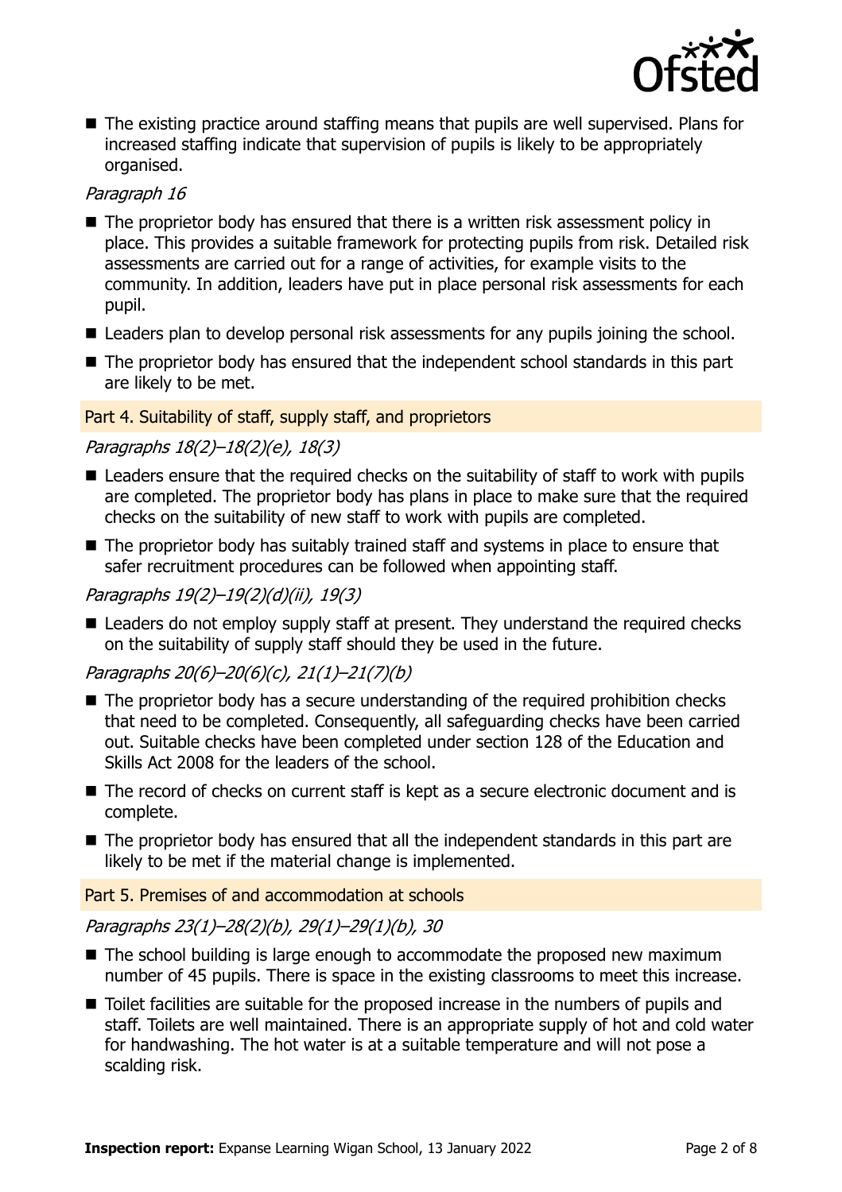- The existing practice around staffing means that pupils are well supervised. Plans for increased staffing indicate that supervision of pupils is likely to be appropriately organised.

*Paragraph 16*

- The proprietor body has ensured that there is a written risk assessment policy in place. This provides a suitable framework for protecting pupils from risk. Detailed risk assessments are carried out for a range of activities, for example visits to the community. In addition, leaders have put in place personal risk assessments for each pupil.
- Leaders plan to develop personal risk assessments for any pupils joining the school.
- The proprietor body has ensured that the independent school standards in this part are likely to be met.

### Part 4. Suitability of staff, supply staff, and proprietors

*Paragraphs 18(2)–18(2)(e), 18(3)*

- Leaders ensure that the required checks on the suitability of staff to work with pupils are completed. The proprietor body has plans in place to make sure that the required checks on the suitability of new staff to work with pupils are completed.
- The proprietor body has suitably trained staff and systems in place to ensure that safer recruitment procedures can be followed when appointing staff.

*Paragraphs 19(2)–19(2)(d)(ii), 19(3)*

- Leaders do not employ supply staff at present. They understand the required checks on the suitability of supply staff should they be used in the future.

*Paragraphs 20(6)–20(6)(c), 21(1)–21(7)(b)*

- The proprietor body has a secure understanding of the required prohibition checks that need to be completed. Consequently, all safeguarding checks have been carried out. Suitable checks have been completed under section 128 of the Education and Skills Act 2008 for the leaders of the school.
- The record of checks on current staff is kept as a secure electronic document and is complete.
- The proprietor body has ensured that all the independent standards in this part are likely to be met if the material change is implemented.

### Part 5. Premises of and accommodation at schools

*Paragraphs 23(1)–28(2)(b), 29(1)–29(1)(b), 30*

- The school building is large enough to accommodate the proposed new maximum number of 45 pupils. There is space in the existing classrooms to meet this increase.
- Toilet facilities are suitable for the proposed increase in the numbers of pupils and staff. Toilets are well maintained. There is an appropriate supply of hot and cold water for handwashing. The hot water is at a suitable temperature and will not pose a scalding risk.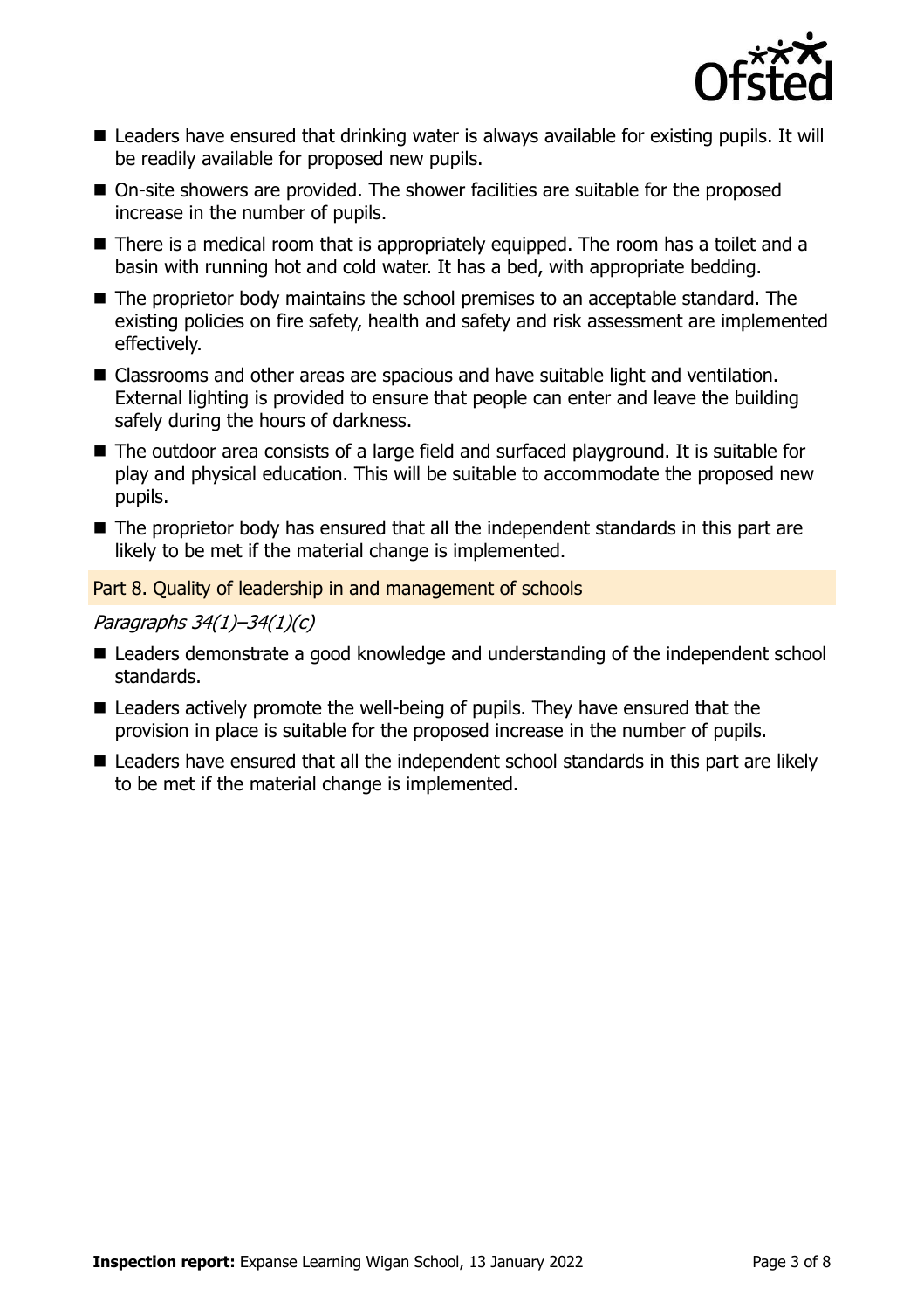- Leaders have ensured that drinking water is always available for existing pupils. It will be readily available for proposed new pupils.
- On-site showers are provided. The shower facilities are suitable for the proposed increase in the number of pupils.
- There is a medical room that is appropriately equipped. The room has a toilet and a basin with running hot and cold water. It has a bed, with appropriate bedding.
- The proprietor body maintains the school premises to an acceptable standard. The existing policies on fire safety, health and safety and risk assessment are implemented effectively.
- Classrooms and other areas are spacious and have suitable light and ventilation. External lighting is provided to ensure that people can enter and leave the building safely during the hours of darkness.
- The outdoor area consists of a large field and surfaced playground. It is suitable for play and physical education. This will be suitable to accommodate the proposed new pupils.
- The proprietor body has ensured that all the independent standards in this part are likely to be met if the material change is implemented.

## Part 8. Quality of leadership in and management of schools

*Paragraphs 34(1)–34(1)(c)*

- Leaders demonstrate a good knowledge and understanding of the independent school standards.
- Leaders actively promote the well-being of pupils. They have ensured that the provision in place is suitable for the proposed increase in the number of pupils.
- Leaders have ensured that all the independent school standards in this part are likely to be met if the material change is implemented.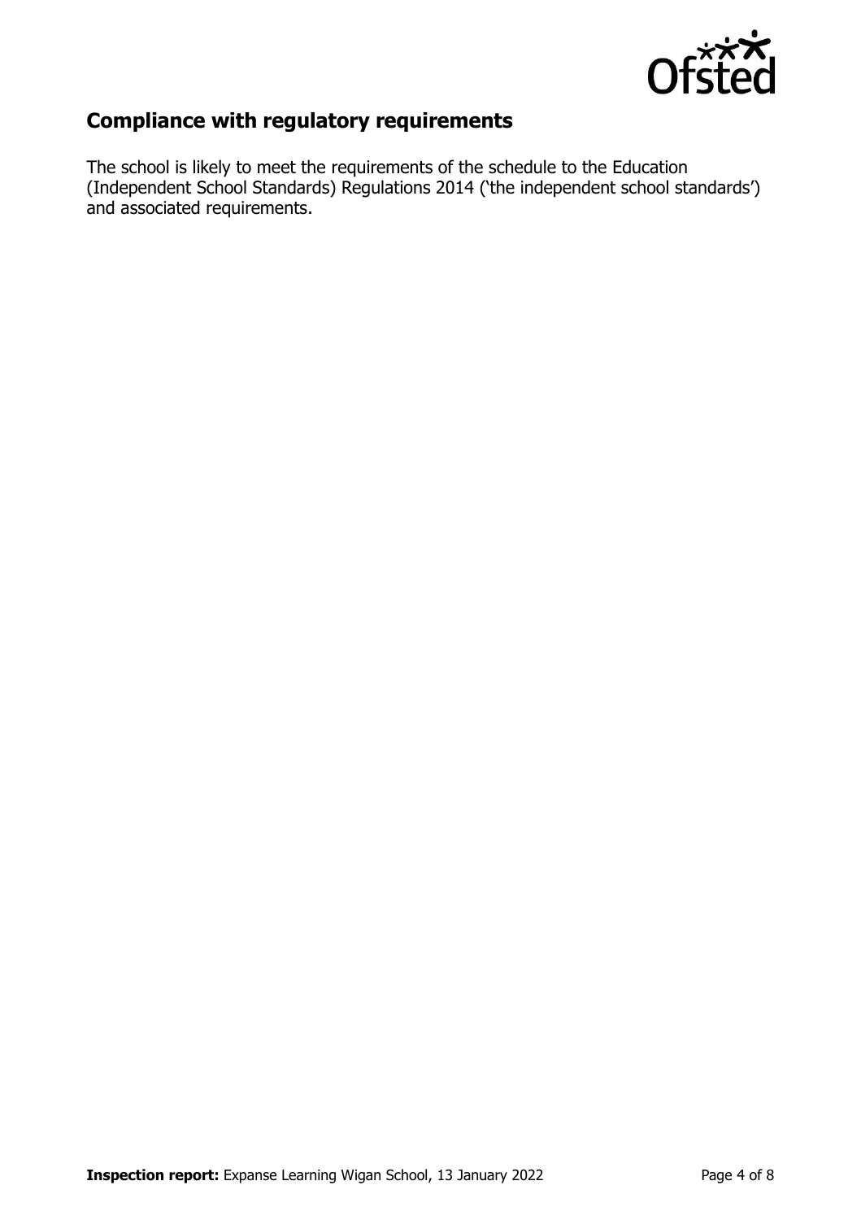## Compliance with regulatory requirements

The school is likely to meet the requirements of the schedule to the Education (Independent School Standards) Regulations 2014 ('the independent school standards') and associated requirements.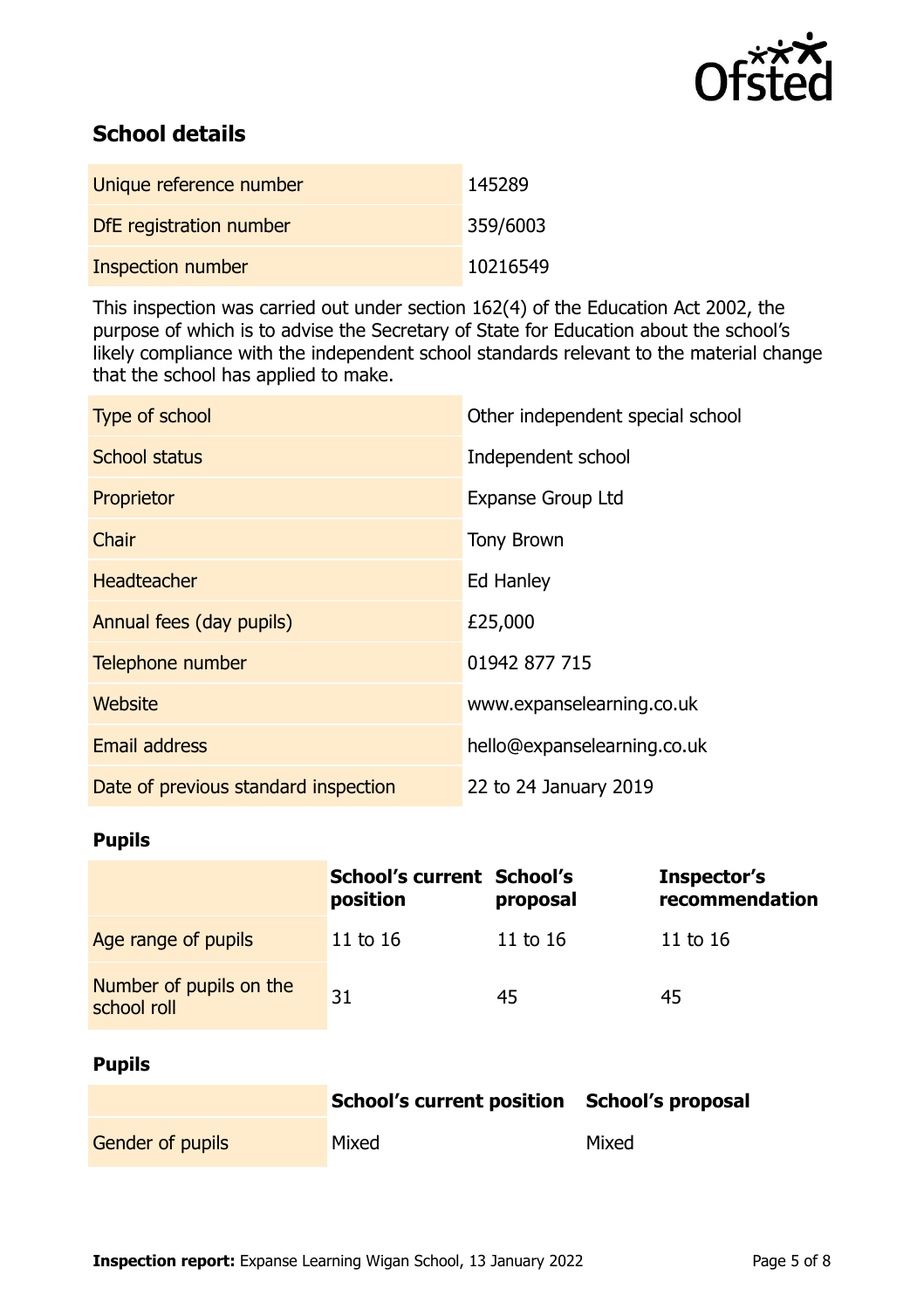## School details

| | |
|---|---|
| Unique reference number | 145289 |
| DfE registration number | 359/6003 |
| Inspection number | 10216549 |

This inspection was carried out under section 162(4) of the Education Act 2002, the purpose of which is to advise the Secretary of State for Education about the school's likely compliance with the independent school standards relevant to the material change that the school has applied to make.

| | |
|---|---|
| Type of school | Other independent special school |
| School status | Independent school |
| Proprietor | Expanse Group Ltd |
| Chair | Tony Brown |
| Headteacher | Ed Hanley |
| Annual fees (day pupils) | £25,000 |
| Telephone number | 01942 877 715 |
| Website | www.expanselearning.co.uk |
| Email address | hello@expanselearning.co.uk |
| Date of previous standard inspection | 22 to 24 January 2019 |

### Pupils

| | School's current position | School's proposal | Inspector's recommendation |
|---|---|---|---|
| Age range of pupils | 11 to 16 | 11 to 16 | 11 to 16 |
| Number of pupils on the school roll | 31 | 45 | 45 |

### Pupils

| | School's current position | School's proposal |
|---|---|---|
| Gender of pupils | Mixed | Mixed |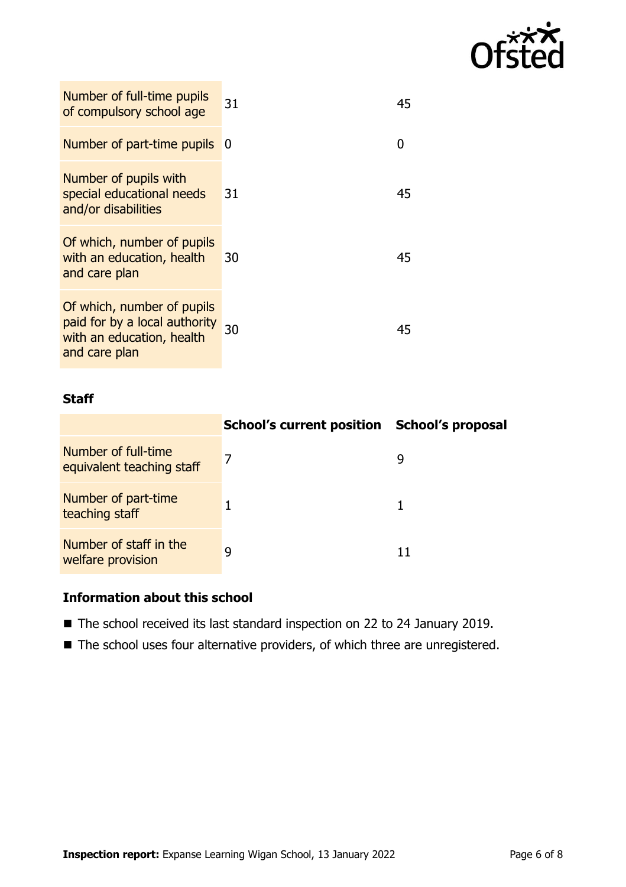| | | |
|---|---|---|
| Number of full-time pupils of compulsory school age | 31 | 45 |
| Number of part-time pupils | 0 | 0 |
| Number of pupils with special educational needs and/or disabilities | 31 | 45 |
| Of which, number of pupils with an education, health and care plan | 30 | 45 |
| Of which, number of pupils paid for by a local authority with an education, health and care plan | 30 | 45 |

### Staff

| | School's current position | School's proposal |
|---|---|---|
| Number of full-time equivalent teaching staff | 7 | 9 |
| Number of part-time teaching staff | 1 | 1 |
| Number of staff in the welfare provision | 9 | 11 |

### Information about this school

- The school received its last standard inspection on 22 to 24 January 2019.
- The school uses four alternative providers, of which three are unregistered.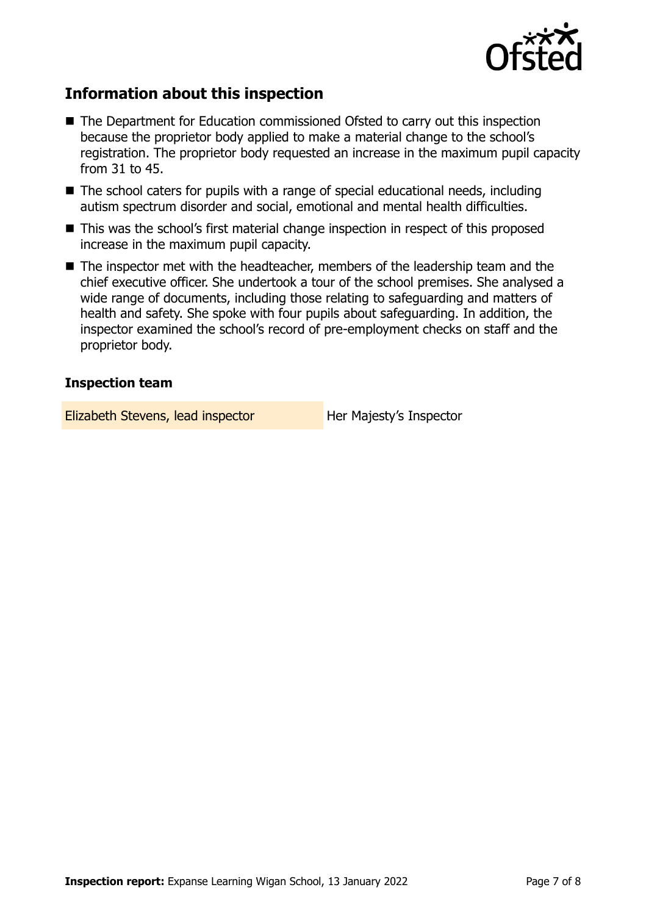## Information about this inspection

- The Department for Education commissioned Ofsted to carry out this inspection because the proprietor body applied to make a material change to the school's registration. The proprietor body requested an increase in the maximum pupil capacity from 31 to 45.
- The school caters for pupils with a range of special educational needs, including autism spectrum disorder and social, emotional and mental health difficulties.
- This was the school's first material change inspection in respect of this proposed increase in the maximum pupil capacity.
- The inspector met with the headteacher, members of the leadership team and the chief executive officer. She undertook a tour of the school premises. She analysed a wide range of documents, including those relating to safeguarding and matters of health and safety. She spoke with four pupils about safeguarding. In addition, the inspector examined the school's record of pre-employment checks on staff and the proprietor body.

### Inspection team

| | |
|---|---|
| Elizabeth Stevens, lead inspector | Her Majesty's Inspector |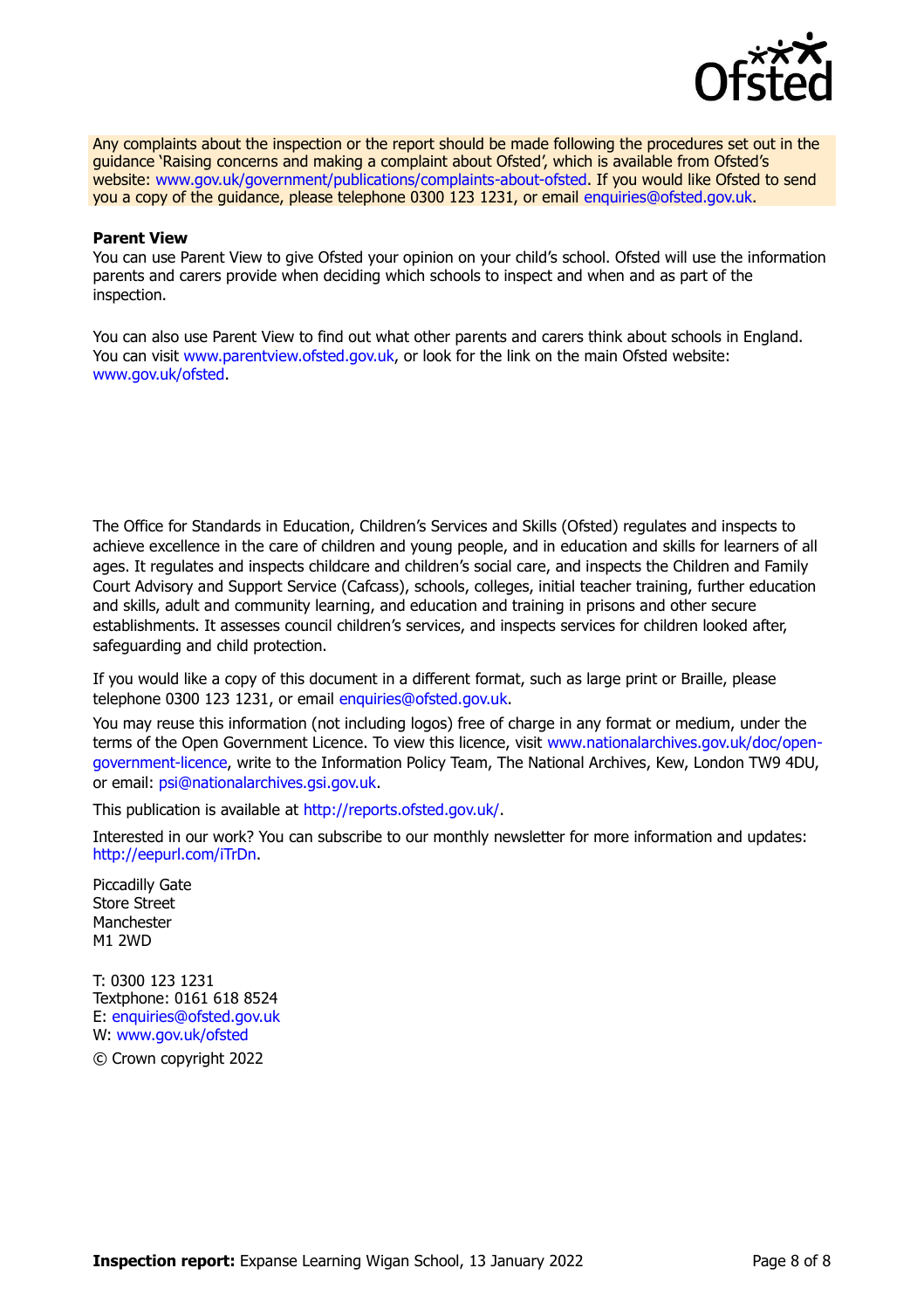Any complaints about the inspection or the report should be made following the procedures set out in the guidance 'Raising concerns and making a complaint about Ofsted', which is available from Ofsted's website: www.gov.uk/government/publications/complaints-about-ofsted. If you would like Ofsted to send you a copy of the guidance, please telephone 0300 123 1231, or email enquiries@ofsted.gov.uk.

**Parent View**
You can use Parent View to give Ofsted your opinion on your child's school. Ofsted will use the information parents and carers provide when deciding which schools to inspect and when and as part of the inspection.

You can also use Parent View to find out what other parents and carers think about schools in England. You can visit www.parentview.ofsted.gov.uk, or look for the link on the main Ofsted website: www.gov.uk/ofsted.

The Office for Standards in Education, Children's Services and Skills (Ofsted) regulates and inspects to achieve excellence in the care of children and young people, and in education and skills for learners of all ages. It regulates and inspects childcare and children's social care, and inspects the Children and Family Court Advisory and Support Service (Cafcass), schools, colleges, initial teacher training, further education and skills, adult and community learning, and education and training in prisons and other secure establishments. It assesses council children's services, and inspects services for children looked after, safeguarding and child protection.

If you would like a copy of this document in a different format, such as large print or Braille, please telephone 0300 123 1231, or email enquiries@ofsted.gov.uk.

You may reuse this information (not including logos) free of charge in any format or medium, under the terms of the Open Government Licence. To view this licence, visit www.nationalarchives.gov.uk/doc/open-government-licence, write to the Information Policy Team, The National Archives, Kew, London TW9 4DU, or email: psi@nationalarchives.gsi.gov.uk.

This publication is available at http://reports.ofsted.gov.uk/.

Interested in our work? You can subscribe to our monthly newsletter for more information and updates: http://eepurl.com/iTrDn.

Piccadilly Gate
Store Street
Manchester
M1 2WD

T: 0300 123 1231
Textphone: 0161 618 8524
E: enquiries@ofsted.gov.uk
W: www.gov.uk/ofsted

© Crown copyright 2022